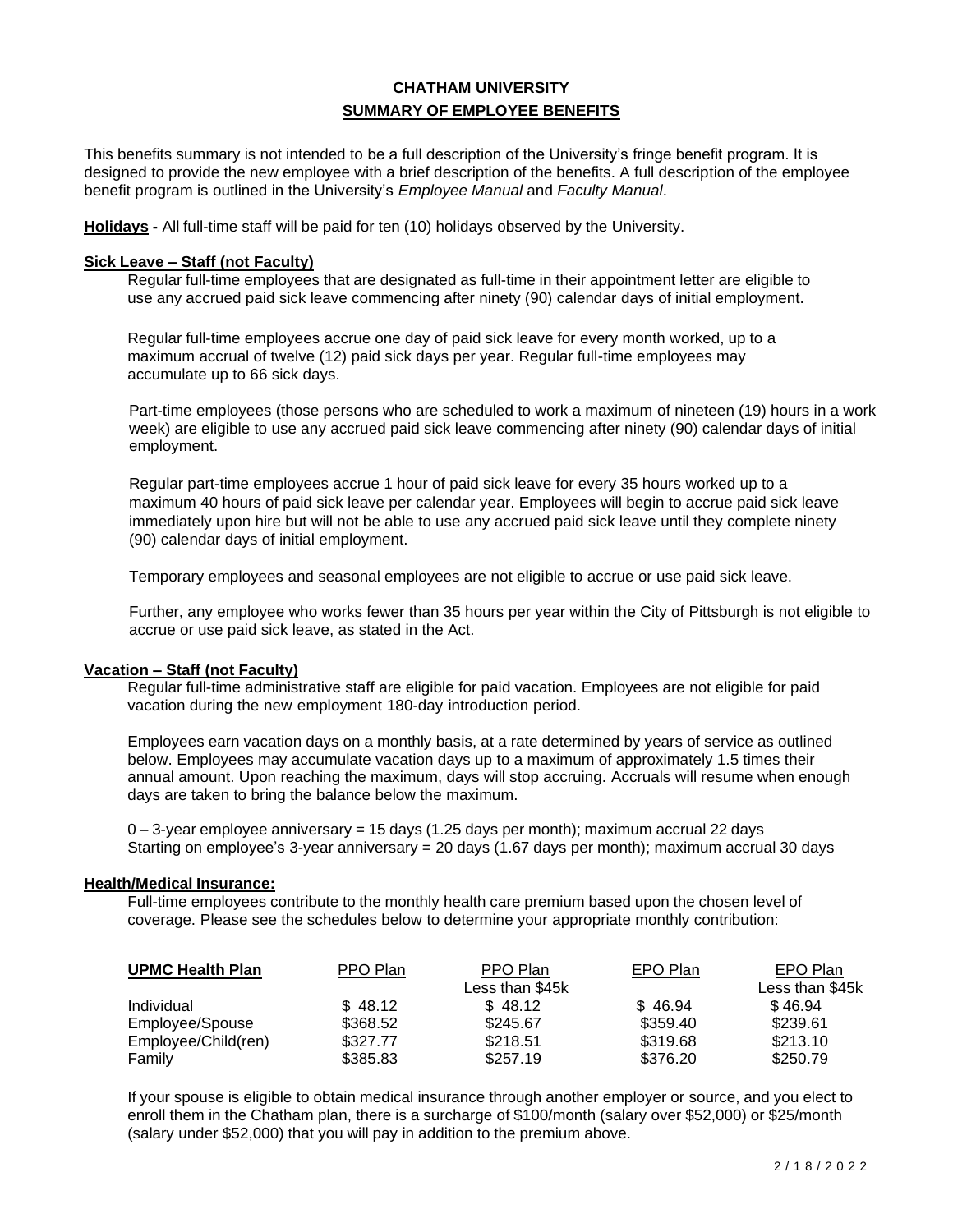# CHATHAM UNIVERSITY

## SUMMARY OF EMPLOYEE BENEFITS

This benefits summary is not intended to be a full description of the University's fringe benefit program. It is designed to provide the new employee with a brief description of the benefits. A full description of the employee benefit program is outlined in the University's *Employee Manual* and *Faculty Manual*.

**Holidays -** All full-time staff will be paid for ten (10) holidays observed by the University.

**Sick Leave – Staff (not Faculty)**

Regular full-time employees that are designated as full-time in their appointment letter are eligible to use any accrued paid sick leave commencing after ninety (90) calendar days of initial employment.

Regular full-time employees accrue one day of paid sick leave for every month worked, up to a maximum accrual of twelve (12) paid sick days per year. Regular full-time employees may accumulate up to 66 sick days.

Part-time employees (those persons who are scheduled to work a maximum of nineteen (19) hours in a work week) are eligible to use any accrued paid sick leave commencing after ninety (90) calendar days of initial employment.

Regular part-time employees accrue 1 hour of paid sick leave for every 35 hours worked up to a maximum 40 hours of paid sick leave per calendar year. Employees will begin to accrue paid sick leave immediately upon hire but will not be able to use any accrued paid sick leave until they complete ninety (90) calendar days of initial employment.

Temporary employees and seasonal employees are not eligible to accrue or use paid sick leave.

Further, any employee who works fewer than 35 hours per year within the City of Pittsburgh is not eligible to accrue or use paid sick leave, as stated in the Act.

**Vacation – Staff (not Faculty)**

Regular full-time administrative staff are eligible for paid vacation. Employees are not eligible for paid vacation during the new employment 180-day introduction period.

Employees earn vacation days on a monthly basis, at a rate determined by years of service as outlined below. Employees may accumulate vacation days up to a maximum of approximately 1.5 times their annual amount. Upon reaching the maximum, days will stop accruing. Accruals will resume when enough days are taken to bring the balance below the maximum.

0 – 3-year employee anniversary = 15 days (1.25 days per month); maximum accrual 22 days
Starting on employee's 3-year anniversary = 20 days (1.67 days per month); maximum accrual 30 days

**Health/Medical Insurance:**

Full-time employees contribute to the monthly health care premium based upon the chosen level of coverage. Please see the schedules below to determine your appropriate monthly contribution:

| **UPMC Health Plan** | PPO Plan | PPO Plan Less than $45k | EPO Plan | EPO Plan Less than $45k |
|---|---|---|---|---|
| Individual | $ 48.12 | $ 48.12 | $ 46.94 | $ 46.94 |
| Employee/Spouse | $368.52 | $245.67 | $359.40 | $239.61 |
| Employee/Child(ren) | $327.77 | $218.51 | $319.68 | $213.10 |
| Family | $385.83 | $257.19 | $376.20 | $250.79 |

If your spouse is eligible to obtain medical insurance through another employer or source, and you elect to enroll them in the Chatham plan, there is a surcharge of $100/month (salary over $52,000) or $25/month (salary under $52,000) that you will pay in addition to the premium above.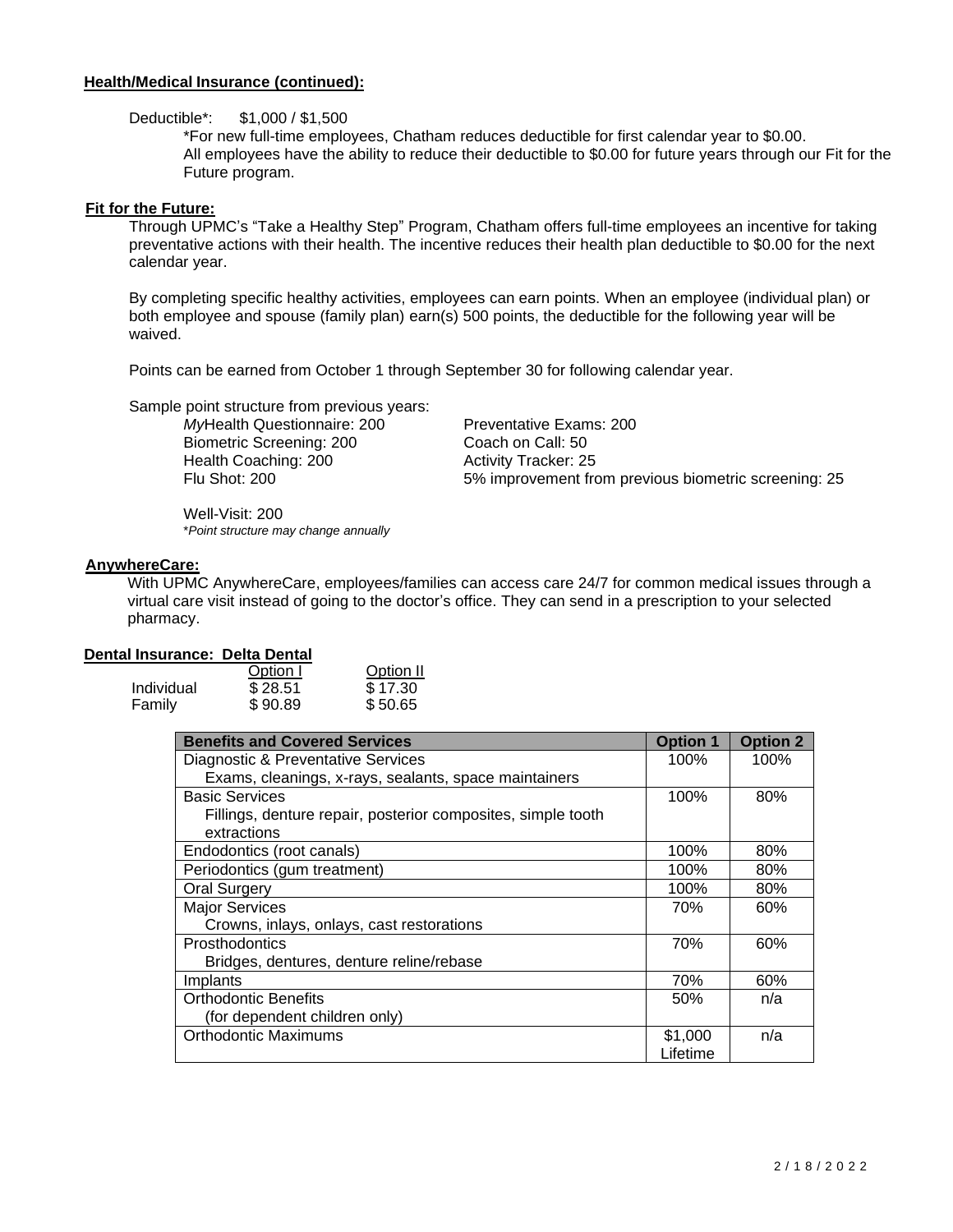**Health/Medical Insurance (continued):**

Deductible*: $1,000 / $1,500

*For new full-time employees, Chatham reduces deductible for first calendar year to $0.00. All employees have the ability to reduce their deductible to $0.00 for future years through our Fit for the Future program.

**Fit for the Future:**

Through UPMC's "Take a Healthy Step" Program, Chatham offers full-time employees an incentive for taking preventative actions with their health. The incentive reduces their health plan deductible to $0.00 for the next calendar year.

By completing specific healthy activities, employees can earn points. When an employee (individual plan) or both employee and spouse (family plan) earn(s) 500 points, the deductible for the following year will be waived.

Points can be earned from October 1 through September 30 for following calendar year.

Sample point structure from previous years:

- *My*Health Questionnaire: 200
- Biometric Screening: 200
- Health Coaching: 200
- Flu Shot: 200
- Well-Visit: 200
- Preventative Exams: 200
- Coach on Call: 50
- Activity Tracker: 25
- 5% improvement from previous biometric screening: 25

*\*Point structure may change annually*

**AnywhereCare:**

With UPMC AnywhereCare, employees/families can access care 24/7 for common medical issues through a virtual care visit instead of going to the doctor's office. They can send in a prescription to your selected pharmacy.

**Dental Insurance: Delta Dental**

| | Option I | Option II |
|---|---|---|
| Individual | $ 28.51 | $ 17.30 |
| Family | $ 90.89 | $ 50.65 |

| Benefits and Covered Services | Option 1 | Option 2 |
|---|---|---|
| Diagnostic & Preventative Services<br>Exams, cleanings, x-rays, sealants, space maintainers | 100% | 100% |
| Basic Services<br>Fillings, denture repair, posterior composites, simple tooth extractions | 100% | 80% |
| Endodontics (root canals) | 100% | 80% |
| Periodontics (gum treatment) | 100% | 80% |
| Oral Surgery | 100% | 80% |
| Major Services<br>Crowns, inlays, onlays, cast restorations | 70% | 60% |
| Prosthodontics<br>Bridges, dentures, denture reline/rebase | 70% | 60% |
| Implants | 70% | 60% |
| Orthodontic Benefits<br>(for dependent children only) | 50% | n/a |
| Orthodontic Maximums | $1,000 Lifetime | n/a |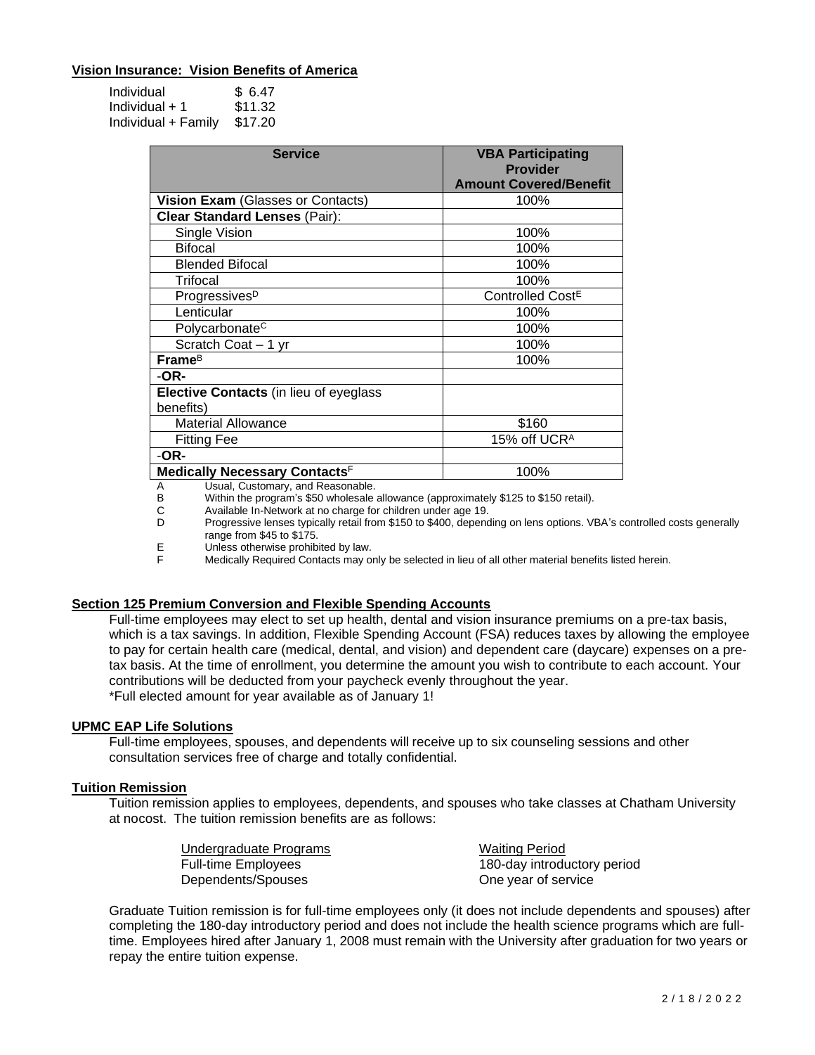**Vision Insurance: Vision Benefits of America**

| | |
|---|---|
| Individual | $ 6.47 |
| Individual + 1 | $11.32 |
| Individual + Family | $17.20 |

| Service | VBA Participating Provider Amount Covered/Benefit |
|---|---|
| **Vision Exam** (Glasses or Contacts) | 100% |
| **Clear Standard Lenses** (Pair): | |
| Single Vision | 100% |
| Bifocal | 100% |
| Blended Bifocal | 100% |
| Trifocal | 100% |
| Progressives[D] | Controlled Cost[E] |
| Lenticular | 100% |
| Polycarbonate[C] | 100% |
| Scratch Coat – 1 yr | 100% |
| **Frame**[B] | 100% |
| -**OR**- | |
| **Elective Contacts** (in lieu of eyeglass benefits) | |
| Material Allowance | $160 |
| Fitting Fee | 15% off UCR[A] |
| -**OR**- | |
| **Medically Necessary Contacts**[F] | 100% |

A Usual, Customary, and Reasonable.
B Within the program's $50 wholesale allowance (approximately $125 to $150 retail).
C Available In-Network at no charge for children under age 19.
D Progressive lenses typically retail from $150 to $400, depending on lens options. VBA's controlled costs generally range from $45 to $175.
E Unless otherwise prohibited by law.
F Medically Required Contacts may only be selected in lieu of all other material benefits listed herein.

**Section 125 Premium Conversion and Flexible Spending Accounts**

Full-time employees may elect to set up health, dental and vision insurance premiums on a pre-tax basis, which is a tax savings. In addition, Flexible Spending Account (FSA) reduces taxes by allowing the employee to pay for certain health care (medical, dental, and vision) and dependent care (daycare) expenses on a pre-tax basis. At the time of enrollment, you determine the amount you wish to contribute to each account. Your contributions will be deducted from your paycheck evenly throughout the year.
*Full elected amount for year available as of January 1!

**UPMC EAP Life Solutions**

Full-time employees, spouses, and dependents will receive up to six counseling sessions and other consultation services free of charge and totally confidential.

**Tuition Remission**

Tuition remission applies to employees, dependents, and spouses who take classes at Chatham University at nocost. The tuition remission benefits are as follows:

| Undergraduate Programs | Waiting Period |
|---|---|
| Full-time Employees | 180-day introductory period |
| Dependents/Spouses | One year of service |

Graduate Tuition remission is for full-time employees only (it does not include dependents and spouses) after completing the 180-day introductory period and does not include the health science programs which are full-time. Employees hired after January 1, 2008 must remain with the University after graduation for two years or repay the entire tuition expense.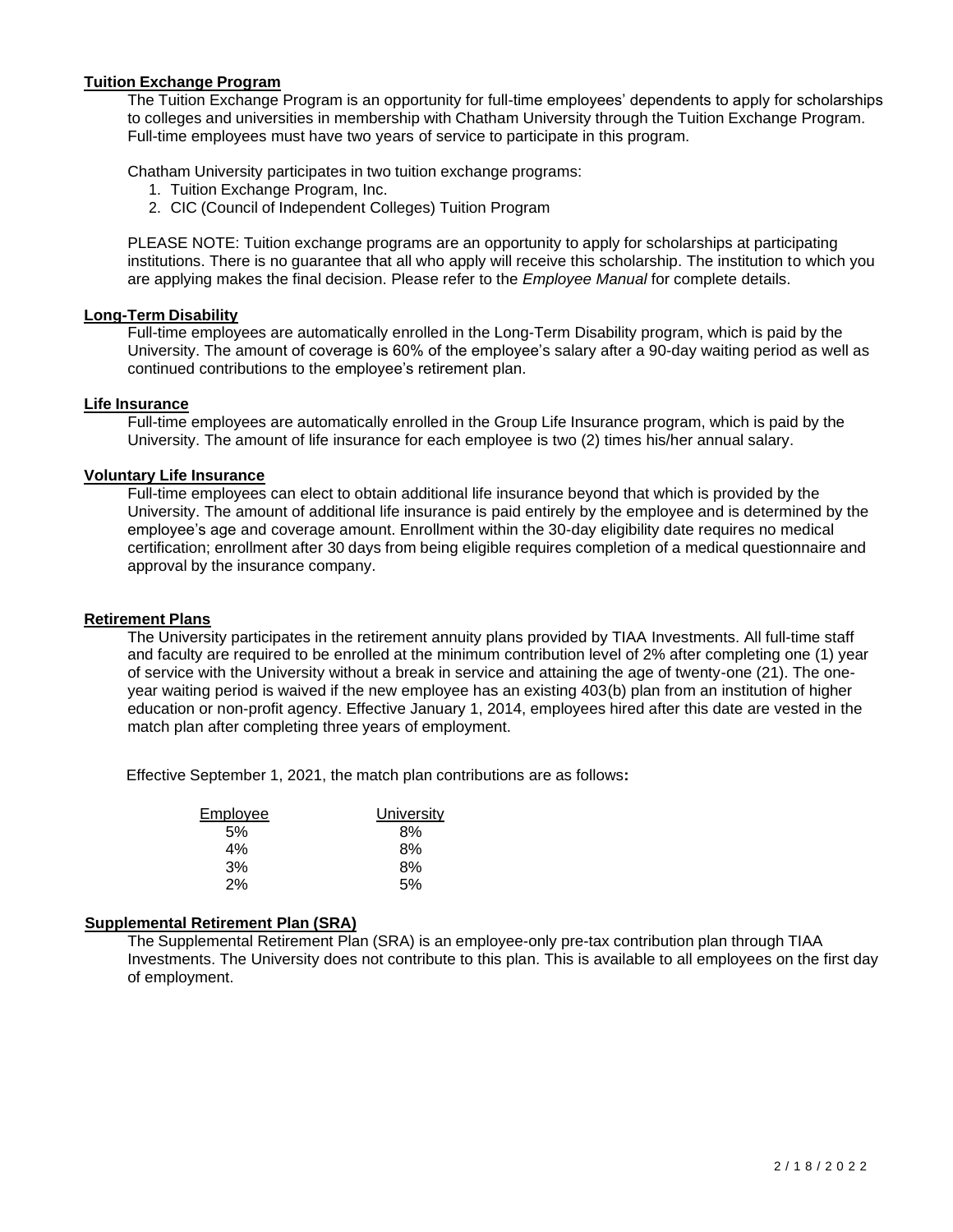**Tuition Exchange Program**

The Tuition Exchange Program is an opportunity for full-time employees' dependents to apply for scholarships to colleges and universities in membership with Chatham University through the Tuition Exchange Program. Full-time employees must have two years of service to participate in this program.

Chatham University participates in two tuition exchange programs:

1. Tuition Exchange Program, Inc.
2. CIC (Council of Independent Colleges) Tuition Program

PLEASE NOTE: Tuition exchange programs are an opportunity to apply for scholarships at participating institutions. There is no guarantee that all who apply will receive this scholarship. The institution to which you are applying makes the final decision. Please refer to the *Employee Manual* for complete details.

**Long-Term Disability**

Full-time employees are automatically enrolled in the Long-Term Disability program, which is paid by the University. The amount of coverage is 60% of the employee's salary after a 90-day waiting period as well as continued contributions to the employee's retirement plan.

**Life Insurance**

Full-time employees are automatically enrolled in the Group Life Insurance program, which is paid by the University. The amount of life insurance for each employee is two (2) times his/her annual salary.

**Voluntary Life Insurance**

Full-time employees can elect to obtain additional life insurance beyond that which is provided by the University. The amount of additional life insurance is paid entirely by the employee and is determined by the employee's age and coverage amount. Enrollment within the 30-day eligibility date requires no medical certification; enrollment after 30 days from being eligible requires completion of a medical questionnaire and approval by the insurance company.

**Retirement Plans**

The University participates in the retirement annuity plans provided by TIAA Investments. All full-time staff and faculty are required to be enrolled at the minimum contribution level of 2% after completing one (1) year of service with the University without a break in service and attaining the age of twenty-one (21). The one-year waiting period is waived if the new employee has an existing 403(b) plan from an institution of higher education or non-profit agency. Effective January 1, 2014, employees hired after this date are vested in the match plan after completing three years of employment.

Effective September 1, 2021, the match plan contributions are as follows:

| Employee | University |
|---|---|
| 5% | 8% |
| 4% | 8% |
| 3% | 8% |
| 2% | 5% |

**Supplemental Retirement Plan (SRA)**

The Supplemental Retirement Plan (SRA) is an employee-only pre-tax contribution plan through TIAA Investments. The University does not contribute to this plan. This is available to all employees on the first day of employment.

2/18/2022